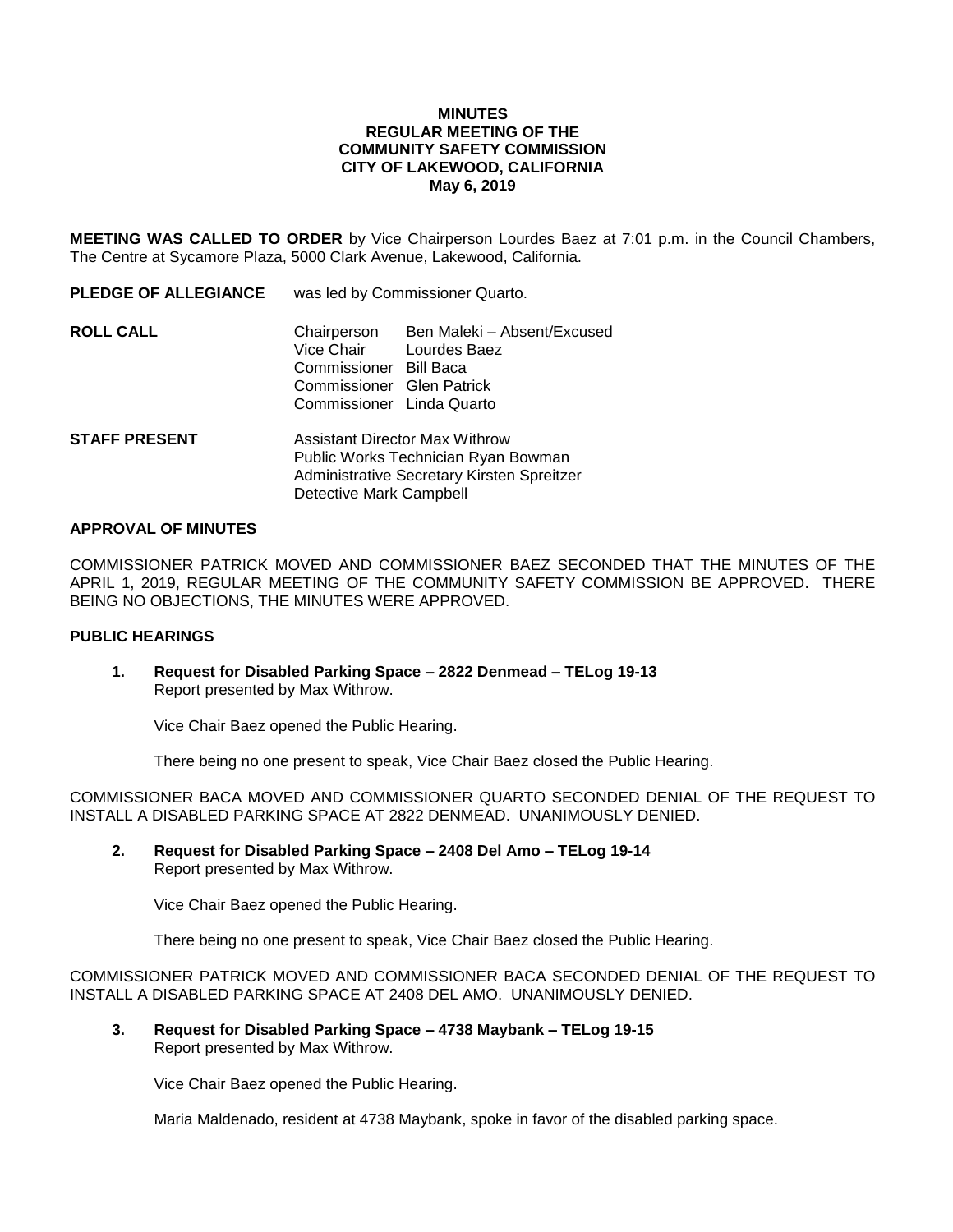# MINUTES
## REGULAR MEETING OF THE COMMUNITY SAFETY COMMISSION CITY OF LAKEWOOD, CALIFORNIA
### May 6, 2019

**MEETING WAS CALLED TO ORDER** by Vice Chairperson Lourdes Baez at 7:01 p.m. in the Council Chambers, The Centre at Sycamore Plaza, 5000 Clark Avenue, Lakewood, California.

**PLEDGE OF ALLEGIANCE** was led by Commissioner Quarto.

**ROLL CALL**

| | |
|---|---|
| Chairperson | Ben Maleki – Absent/Excused |
| Vice Chair | Lourdes Baez |
| Commissioner | Bill Baca |
| Commissioner | Glen Patrick |
| Commissioner | Linda Quarto |

**STAFF PRESENT**

Assistant Director Max Withrow
Public Works Technician Ryan Bowman
Administrative Secretary Kirsten Spreitzer
Detective Mark Campbell

**APPROVAL OF MINUTES**

COMMISSIONER PATRICK MOVED AND COMMISSIONER BAEZ SECONDED THAT THE MINUTES OF THE APRIL 1, 2019, REGULAR MEETING OF THE COMMUNITY SAFETY COMMISSION BE APPROVED. THERE BEING NO OBJECTIONS, THE MINUTES WERE APPROVED.

**PUBLIC HEARINGS**

**1. Request for Disabled Parking Space – 2822 Denmead – TELog 19-13**
Report presented by Max Withrow.

Vice Chair Baez opened the Public Hearing.

There being no one present to speak, Vice Chair Baez closed the Public Hearing.

COMMISSIONER BACA MOVED AND COMMISSIONER QUARTO SECONDED DENIAL OF THE REQUEST TO INSTALL A DISABLED PARKING SPACE AT 2822 DENMEAD. UNANIMOUSLY DENIED.

**2. Request for Disabled Parking Space – 2408 Del Amo – TELog 19-14**
Report presented by Max Withrow.

Vice Chair Baez opened the Public Hearing.

There being no one present to speak, Vice Chair Baez closed the Public Hearing.

COMMISSIONER PATRICK MOVED AND COMMISSIONER BACA SECONDED DENIAL OF THE REQUEST TO INSTALL A DISABLED PARKING SPACE AT 2408 DEL AMO. UNANIMOUSLY DENIED.

**3. Request for Disabled Parking Space – 4738 Maybank – TELog 19-15**
Report presented by Max Withrow.

Vice Chair Baez opened the Public Hearing.

Maria Maldenado, resident at 4738 Maybank, spoke in favor of the disabled parking space.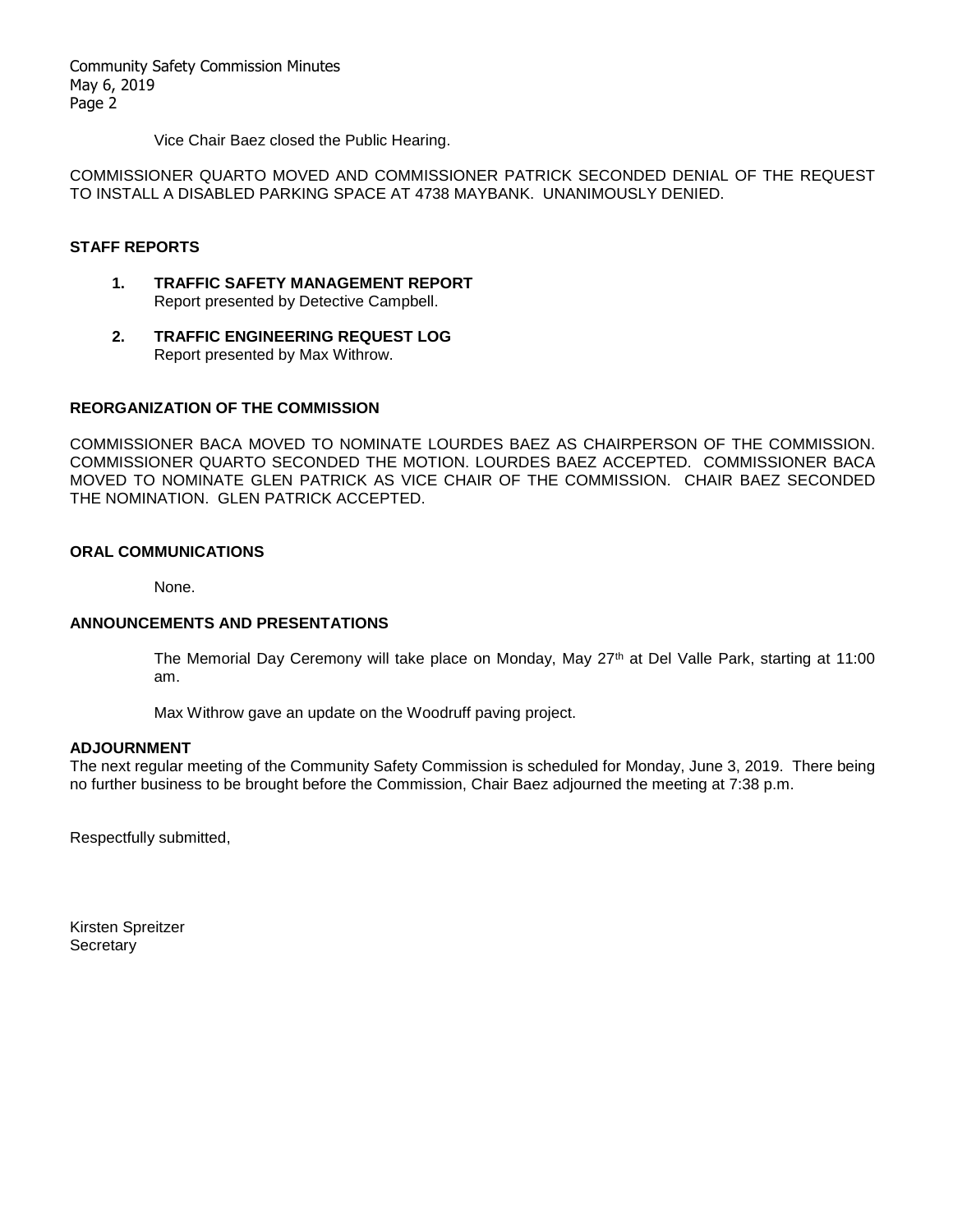Vice Chair Baez closed the Public Hearing.

COMMISSIONER QUARTO MOVED AND COMMISSIONER PATRICK SECONDED DENIAL OF THE REQUEST TO INSTALL A DISABLED PARKING SPACE AT 4738 MAYBANK. UNANIMOUSLY DENIED.

**STAFF REPORTS**

1. **TRAFFIC SAFETY MANAGEMENT REPORT**
   Report presented by Detective Campbell.

2. **TRAFFIC ENGINEERING REQUEST LOG**
   Report presented by Max Withrow.

**REORGANIZATION OF THE COMMISSION**

COMMISSIONER BACA MOVED TO NOMINATE LOURDES BAEZ AS CHAIRPERSON OF THE COMMISSION. COMMISSIONER QUARTO SECONDED THE MOTION. LOURDES BAEZ ACCEPTED. COMMISSIONER BACA MOVED TO NOMINATE GLEN PATRICK AS VICE CHAIR OF THE COMMISSION. CHAIR BAEZ SECONDED THE NOMINATION. GLEN PATRICK ACCEPTED.

**ORAL COMMUNICATIONS**

None.

**ANNOUNCEMENTS AND PRESENTATIONS**

The Memorial Day Ceremony will take place on Monday, May 27th at Del Valle Park, starting at 11:00 am.

Max Withrow gave an update on the Woodruff paving project.

**ADJOURNMENT**

The next regular meeting of the Community Safety Commission is scheduled for Monday, June 3, 2019. There being no further business to be brought before the Commission, Chair Baez adjourned the meeting at 7:38 p.m.

Respectfully submitted,

Kirsten Spreitzer
Secretary